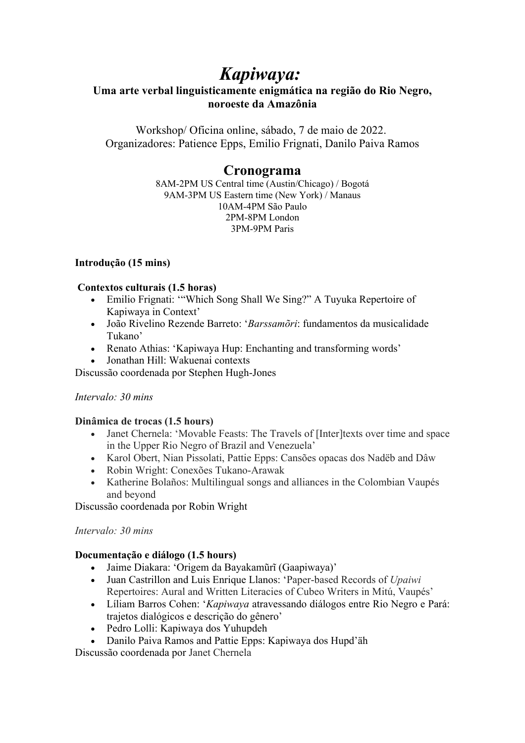# *Kapiwaya:*

**Uma arte verbal linguisticamente enigmática na região do Rio Negro, noroeste da Amazônia**

Workshop/ Oficina online, sábado, 7 de maio de 2022.
Organizadores: Patience Epps, Emilio Frignati, Danilo Paiva Ramos

## Cronograma

8AM-2PM US Central time (Austin/Chicago) / Bogotá
9AM-3PM US Eastern time (New York) / Manaus
10AM-4PM São Paulo
2PM-8PM London
3PM-9PM Paris

**Introdução (15 mins)**

**Contextos culturais (1.5 horas)**

- Emilio Frignati: '"Which Song Shall We Sing?" A Tuyuka Repertoire of Kapiwaya in Context'
- João Rivelino Rezende Barreto: '*Barssamõri*: fundamentos da musicalidade Tukano'
- Renato Athias: 'Kapiwaya Hup: Enchanting and transforming words'
- Jonathan Hill: Wakuenai contexts

Discussão coordenada por Stephen Hugh-Jones

*Intervalo: 30 mins*

**Dinâmica de trocas (1.5 hours)**

- Janet Chernela: 'Movable Feasts: The Travels of [Inter]texts over time and space in the Upper Rio Negro of Brazil and Venezuela'
- Karol Obert, Nian Pissolati, Pattie Epps: Cansões opacas dos Nadëb and Dâw
- Robin Wright: Conexões Tukano-Arawak
- Katherine Bolaños: Multilingual songs and alliances in the Colombian Vaupés and beyond

Discussão coordenada por Robin Wright

*Intervalo: 30 mins*

**Documentação e diálogo (1.5 hours)**

- Jaime Diakara: 'Origem da Bayakamũrĩ (Gaapiwaya)'
- Juan Castrillon and Luis Enrique Llanos: 'Paper-based Records of *Upaiwi* Repertoires: Aural and Written Literacies of Cubeo Writers in Mitú, Vaupés'
- Líliam Barros Cohen: '*Kapiwaya* atravessando diálogos entre Rio Negro e Pará: trajetos dialógicos e descrição do gênero'
- Pedro Lolli: Kapiwaya dos Yuhupdeh
- Danilo Paiva Ramos and Pattie Epps: Kapiwaya dos Hupd'äh

Discussão coordenada por Janet Chernela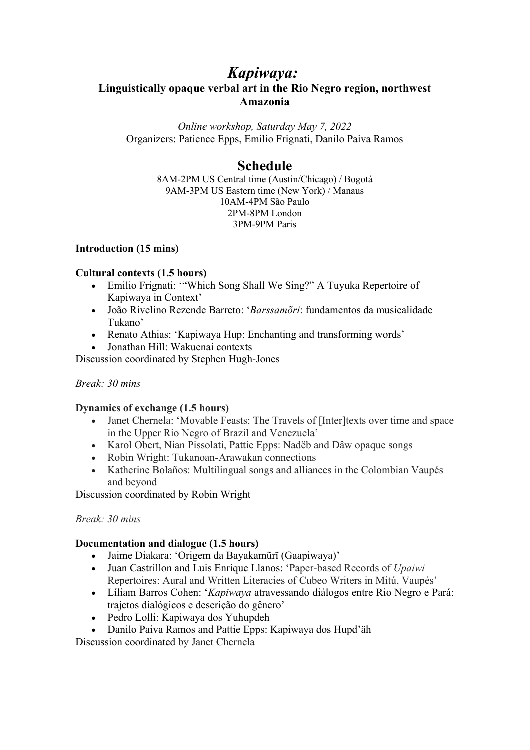# *Kapiwaya:*

**Linguistically opaque verbal art in the Rio Negro region, northwest Amazonia**

*Online workshop, Saturday May 7, 2022*
Organizers: Patience Epps, Emilio Frignati, Danilo Paiva Ramos

## Schedule

8AM-2PM US Central time (Austin/Chicago) / Bogotá
9AM-3PM US Eastern time (New York) / Manaus
10AM-4PM São Paulo
2PM-8PM London
3PM-9PM Paris

**Introduction (15 mins)**

**Cultural contexts (1.5 hours)**

- Emilio Frignati: '"Which Song Shall We Sing?" A Tuyuka Repertoire of Kapiwaya in Context'
- João Rivelino Rezende Barreto: '*Barssamõri*: fundamentos da musicalidade Tukano'
- Renato Athias: 'Kapiwaya Hup: Enchanting and transforming words'
- Jonathan Hill: Wakuenai contexts

Discussion coordinated by Stephen Hugh-Jones

*Break: 30 mins*

**Dynamics of exchange (1.5 hours)**

- Janet Chernela: 'Movable Feasts: The Travels of [Inter]texts over time and space in the Upper Rio Negro of Brazil and Venezuela'
- Karol Obert, Nian Pissolati, Pattie Epps: Nadëb and Dâw opaque songs
- Robin Wright: Tukanoan-Arawakan connections
- Katherine Bolaños: Multilingual songs and alliances in the Colombian Vaupés and beyond

Discussion coordinated by Robin Wright

*Break: 30 mins*

**Documentation and dialogue (1.5 hours)**

- Jaime Diakara: 'Origem da Bayakamũrĩ (Gaapiwaya)'
- Juan Castrillon and Luis Enrique Llanos: 'Paper-based Records of *Upaiwi* Repertoires: Aural and Written Literacies of Cubeo Writers in Mitú, Vaupés'
- Líliam Barros Cohen: '*Kapiwaya* atravessando diálogos entre Rio Negro e Pará: trajetos dialógicos e descrição do gênero'
- Pedro Lolli: Kapiwaya dos Yuhupdeh
- Danilo Paiva Ramos and Pattie Epps: Kapiwaya dos Hupd'äh

Discussion coordinated by Janet Chernela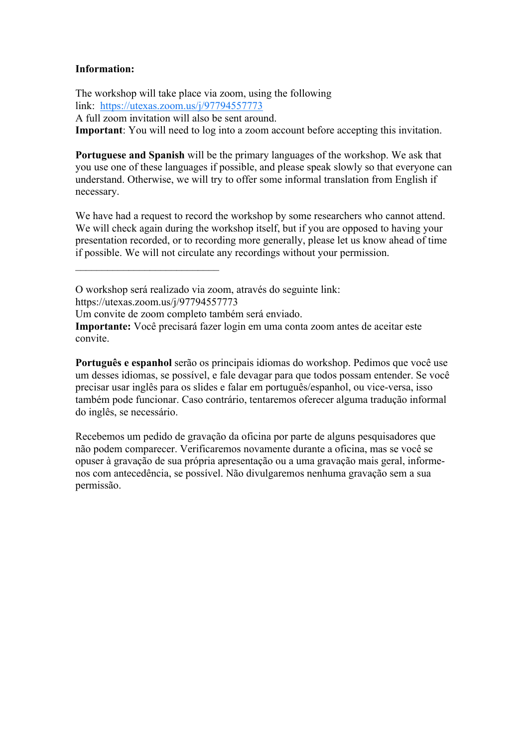**Information:**

The workshop will take place via zoom, using the following link: [https://utexas.zoom.us/j/97794557773](https://utexas.zoom.us/j/97794557773)
A full zoom invitation will also be sent around.
**Important**: You will need to log into a zoom account before accepting this invitation.

**Portuguese and Spanish** will be the primary languages of the workshop. We ask that you use one of these languages if possible, and please speak slowly so that everyone can understand. Otherwise, we will try to offer some informal translation from English if necessary.

We have had a request to record the workshop by some researchers who cannot attend. We will check again during the workshop itself, but if you are opposed to having your presentation recorded, or to recording more generally, please let us know ahead of time if possible. We will not circulate any recordings without your permission.

---

O workshop será realizado via zoom, através do seguinte link:
https://utexas.zoom.us/j/97794557773
Um convite de zoom completo também será enviado.
**Importante:** Você precisará fazer login em uma conta zoom antes de aceitar este convite.

**Português e espanhol** serão os principais idiomas do workshop. Pedimos que você use um desses idiomas, se possível, e fale devagar para que todos possam entender. Se você precisar usar inglês para os slides e falar em português/espanhol, ou vice-versa, isso também pode funcionar. Caso contrário, tentaremos oferecer alguma tradução informal do inglês, se necessário.

Recebemos um pedido de gravação da oficina por parte de alguns pesquisadores que não podem comparecer. Verificaremos novamente durante a oficina, mas se você se opuser à gravação de sua própria apresentação ou a uma gravação mais geral, informe-nos com antecedência, se possível. Não divulgaremos nenhuma gravação sem a sua permissão.